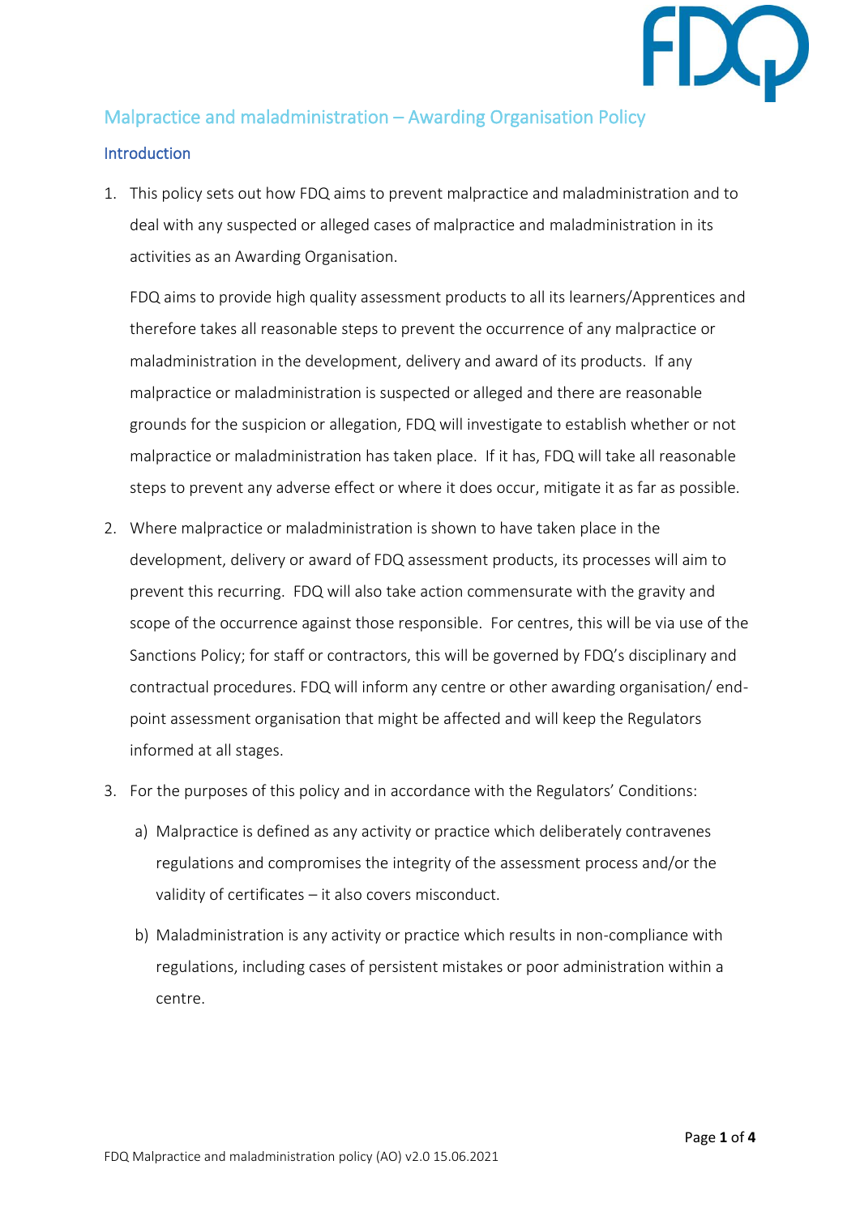# Malpractice and maladministration – Awarding Organisation Policy

## Introduction

1. This policy sets out how FDQ aims to prevent malpractice and maladministration and to deal with any suspected or alleged cases of malpractice and maladministration in its activities as an Awarding Organisation.

   FDQ aims to provide high quality assessment products to all its learners/Apprentices and therefore takes all reasonable steps to prevent the occurrence of any malpractice or maladministration in the development, delivery and award of its products. If any malpractice or maladministration is suspected or alleged and there are reasonable grounds for the suspicion or allegation, FDQ will investigate to establish whether or not malpractice or maladministration has taken place. If it has, FDQ will take all reasonable steps to prevent any adverse effect or where it does occur, mitigate it as far as possible.

2. Where malpractice or maladministration is shown to have taken place in the development, delivery or award of FDQ assessment products, its processes will aim to prevent this recurring. FDQ will also take action commensurate with the gravity and scope of the occurrence against those responsible. For centres, this will be via use of the Sanctions Policy; for staff or contractors, this will be governed by FDQ's disciplinary and contractual procedures. FDQ will inform any centre or other awarding organisation/ end-point assessment organisation that might be affected and will keep the Regulators informed at all stages.

3. For the purposes of this policy and in accordance with the Regulators' Conditions:

   a) Malpractice is defined as any activity or practice which deliberately contravenes regulations and compromises the integrity of the assessment process and/or the validity of certificates – it also covers misconduct.

   b) Maladministration is any activity or practice which results in non-compliance with regulations, including cases of persistent mistakes or poor administration within a centre.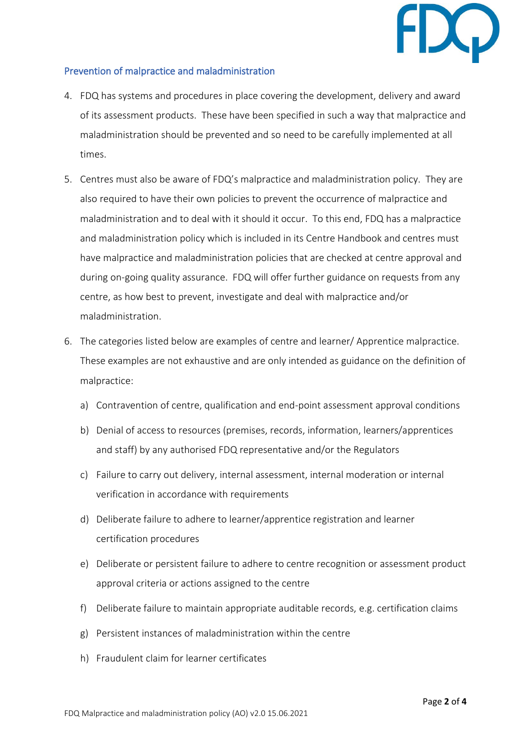## Prevention of malpractice and maladministration

4. FDQ has systems and procedures in place covering the development, delivery and award of its assessment products. These have been specified in such a way that malpractice and maladministration should be prevented and so need to be carefully implemented at all times.

5. Centres must also be aware of FDQ's malpractice and maladministration policy. They are also required to have their own policies to prevent the occurrence of malpractice and maladministration and to deal with it should it occur. To this end, FDQ has a malpractice and maladministration policy which is included in its Centre Handbook and centres must have malpractice and maladministration policies that are checked at centre approval and during on-going quality assurance. FDQ will offer further guidance on requests from any centre, as how best to prevent, investigate and deal with malpractice and/or maladministration.

6. The categories listed below are examples of centre and learner/ Apprentice malpractice. These examples are not exhaustive and are only intended as guidance on the definition of malpractice:

   a) Contravention of centre, qualification and end-point assessment approval conditions

   b) Denial of access to resources (premises, records, information, learners/apprentices and staff) by any authorised FDQ representative and/or the Regulators

   c) Failure to carry out delivery, internal assessment, internal moderation or internal verification in accordance with requirements

   d) Deliberate failure to adhere to learner/apprentice registration and learner certification procedures

   e) Deliberate or persistent failure to adhere to centre recognition or assessment product approval criteria or actions assigned to the centre

   f) Deliberate failure to maintain appropriate auditable records, e.g. certification claims

   g) Persistent instances of maladministration within the centre

   h) Fraudulent claim for learner certificates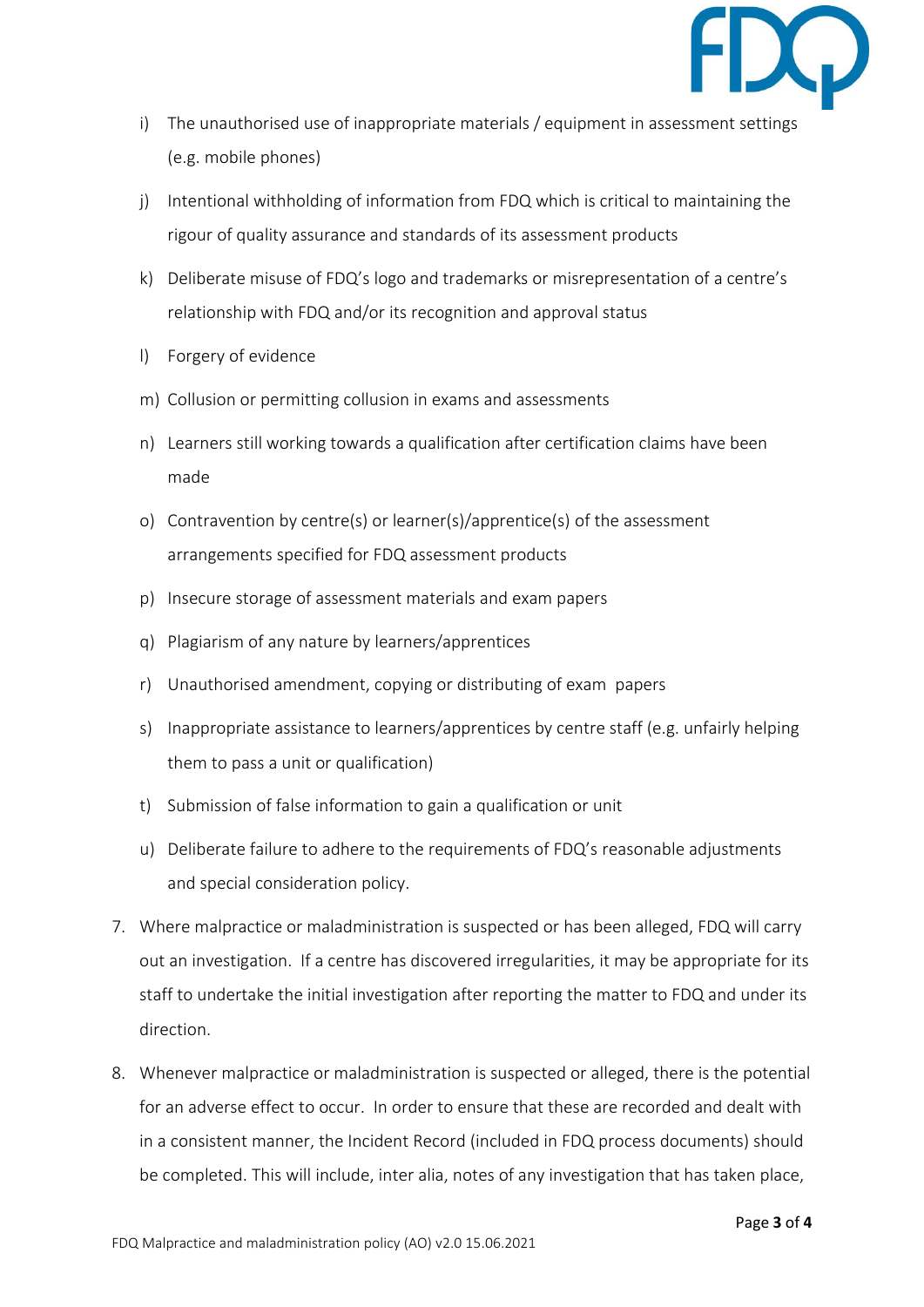i) The unauthorised use of inappropriate materials / equipment in assessment settings (e.g. mobile phones)

j) Intentional withholding of information from FDQ which is critical to maintaining the rigour of quality assurance and standards of its assessment products

k) Deliberate misuse of FDQ's logo and trademarks or misrepresentation of a centre's relationship with FDQ and/or its recognition and approval status

l) Forgery of evidence

m) Collusion or permitting collusion in exams and assessments

n) Learners still working towards a qualification after certification claims have been made

o) Contravention by centre(s) or learner(s)/apprentice(s) of the assessment arrangements specified for FDQ assessment products

p) Insecure storage of assessment materials and exam papers

q) Plagiarism of any nature by learners/apprentices

r) Unauthorised amendment, copying or distributing of exam papers

s) Inappropriate assistance to learners/apprentices by centre staff (e.g. unfairly helping them to pass a unit or qualification)

t) Submission of false information to gain a qualification or unit

u) Deliberate failure to adhere to the requirements of FDQ's reasonable adjustments and special consideration policy.

7. Where malpractice or maladministration is suspected or has been alleged, FDQ will carry out an investigation. If a centre has discovered irregularities, it may be appropriate for its staff to undertake the initial investigation after reporting the matter to FDQ and under its direction.

8. Whenever malpractice or maladministration is suspected or alleged, there is the potential for an adverse effect to occur. In order to ensure that these are recorded and dealt with in a consistent manner, the Incident Record (included in FDQ process documents) should be completed. This will include, inter alia, notes of any investigation that has taken place,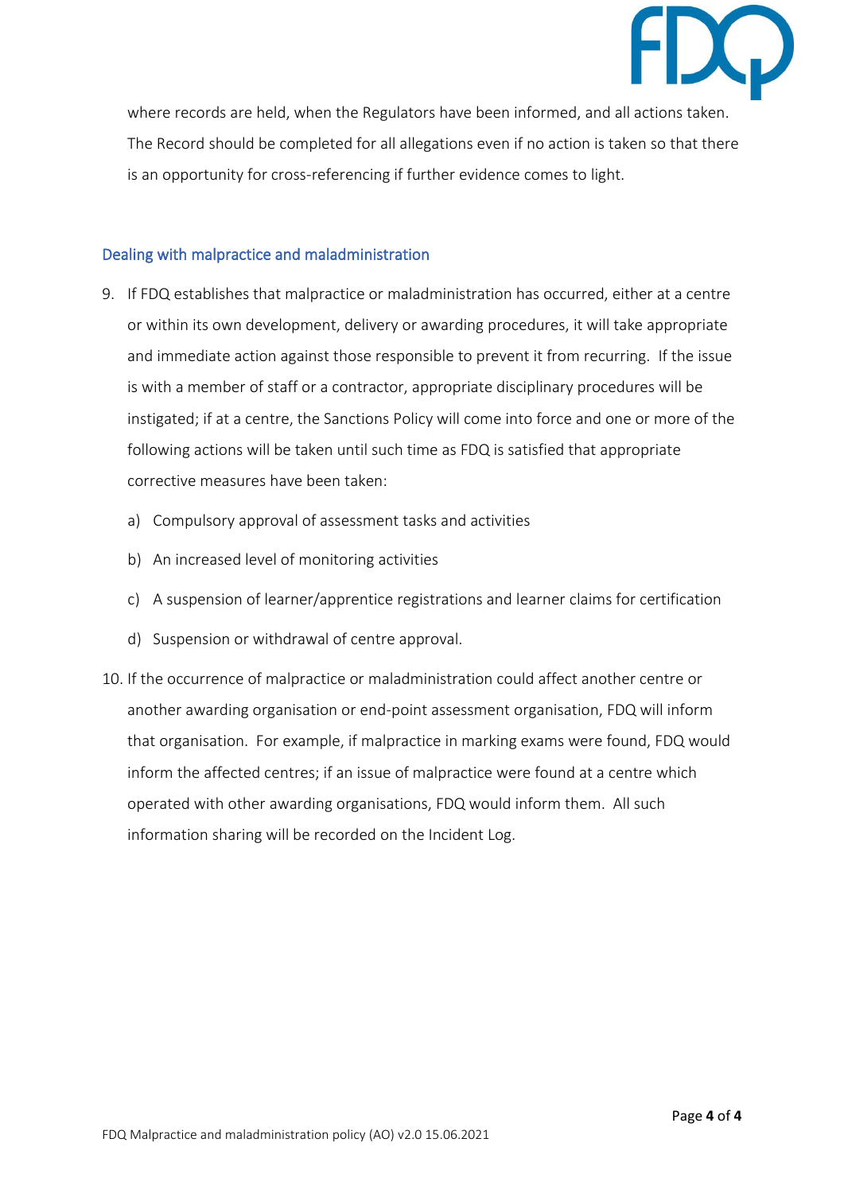where records are held, when the Regulators have been informed, and all actions taken. The Record should be completed for all allegations even if no action is taken so that there is an opportunity for cross-referencing if further evidence comes to light.

## Dealing with malpractice and maladministration

9. If FDQ establishes that malpractice or maladministration has occurred, either at a centre or within its own development, delivery or awarding procedures, it will take appropriate and immediate action against those responsible to prevent it from recurring. If the issue is with a member of staff or a contractor, appropriate disciplinary procedures will be instigated; if at a centre, the Sanctions Policy will come into force and one or more of the following actions will be taken until such time as FDQ is satisfied that appropriate corrective measures have been taken:

   a) Compulsory approval of assessment tasks and activities

   b) An increased level of monitoring activities

   c) A suspension of learner/apprentice registrations and learner claims for certification

   d) Suspension or withdrawal of centre approval.

10. If the occurrence of malpractice or maladministration could affect another centre or another awarding organisation or end-point assessment organisation, FDQ will inform that organisation. For example, if malpractice in marking exams were found, FDQ would inform the affected centres; if an issue of malpractice were found at a centre which operated with other awarding organisations, FDQ would inform them. All such information sharing will be recorded on the Incident Log.